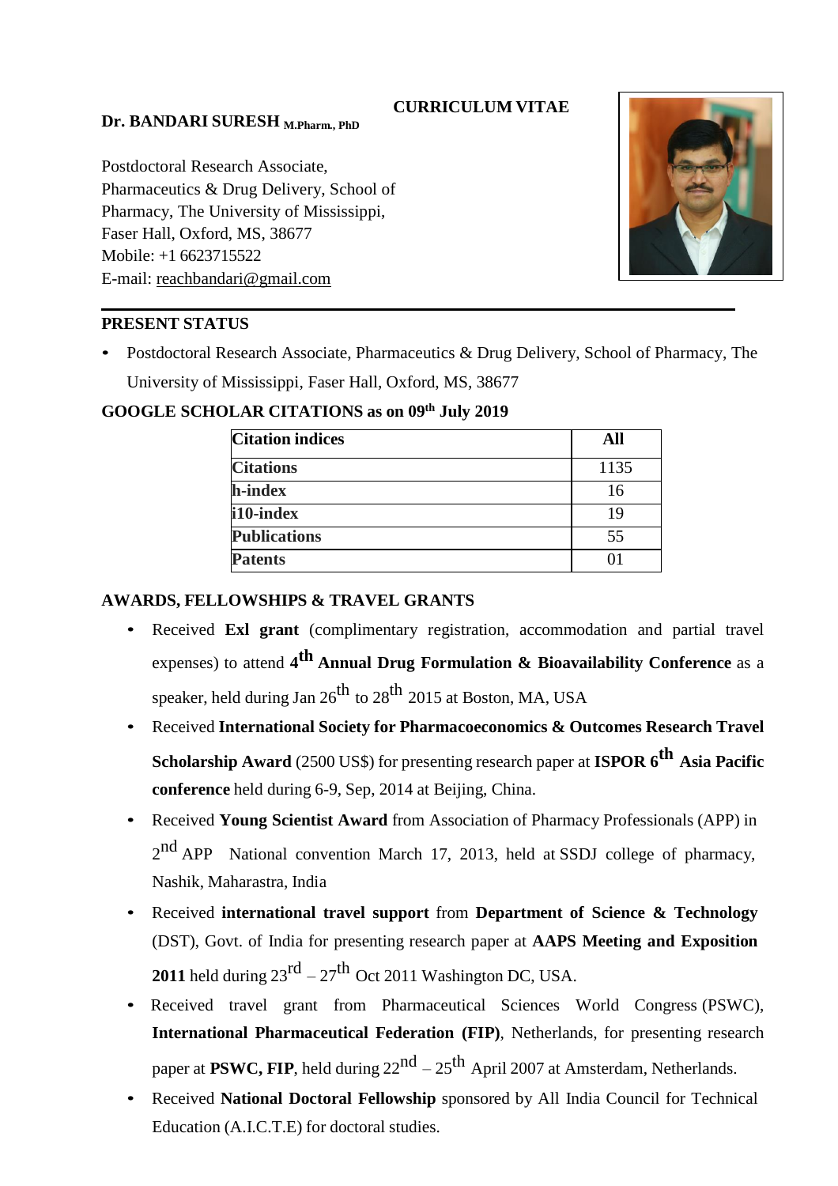# CURRICULUM VITAE

**Dr. BANDARI SURESH** **M.Pharm., PhD**

Postdoctoral Research Associate,
Pharmaceutics & Drug Delivery, School of Pharmacy, The University of Mississippi,
Faser Hall, Oxford, MS, 38677
Mobile: +1 6623715522
E-mail: reachbandari@gmail.com

---

## PRESENT STATUS

- Postdoctoral Research Associate, Pharmaceutics & Drug Delivery, School of Pharmacy, The University of Mississippi, Faser Hall, Oxford, MS, 38677

## GOOGLE SCHOLAR CITATIONS as on 09th July 2019

| Citation indices | All |
|---|---|
| **Citations** | 1135 |
| **h-index** | 16 |
| **i10-index** | 19 |
| **Publications** | 55 |
| **Patents** | 01 |

## AWARDS, FELLOWSHIPS & TRAVEL GRANTS

- Received **Exl grant** (complimentary registration, accommodation and partial travel expenses) to attend **4th Annual Drug Formulation & Bioavailability Conference** as a speaker, held during Jan 26th to 28th 2015 at Boston, MA, USA
- Received **International Society for Pharmacoeconomics & Outcomes Research Travel Scholarship Award** (2500 US$) for presenting research paper at **ISPOR 6th Asia Pacific conference** held during 6-9, Sep, 2014 at Beijing, China.
- Received **Young Scientist Award** from Association of Pharmacy Professionals (APP) in 2nd APP National convention March 17, 2013, held at SSDJ college of pharmacy, Nashik, Maharastra, India
- Received **international travel support** from **Department of Science & Technology** (DST), Govt. of India for presenting research paper at **AAPS Meeting and Exposition 2011** held during 23rd – 27th Oct 2011 Washington DC, USA.
- Received travel grant from Pharmaceutical Sciences World Congress (PSWC), **International Pharmaceutical Federation (FIP)**, Netherlands, for presenting research paper at **PSWC, FIP**, held during 22nd – 25th April 2007 at Amsterdam, Netherlands.
- Received **National Doctoral Fellowship** sponsored by All India Council for Technical Education (A.I.C.T.E) for doctoral studies.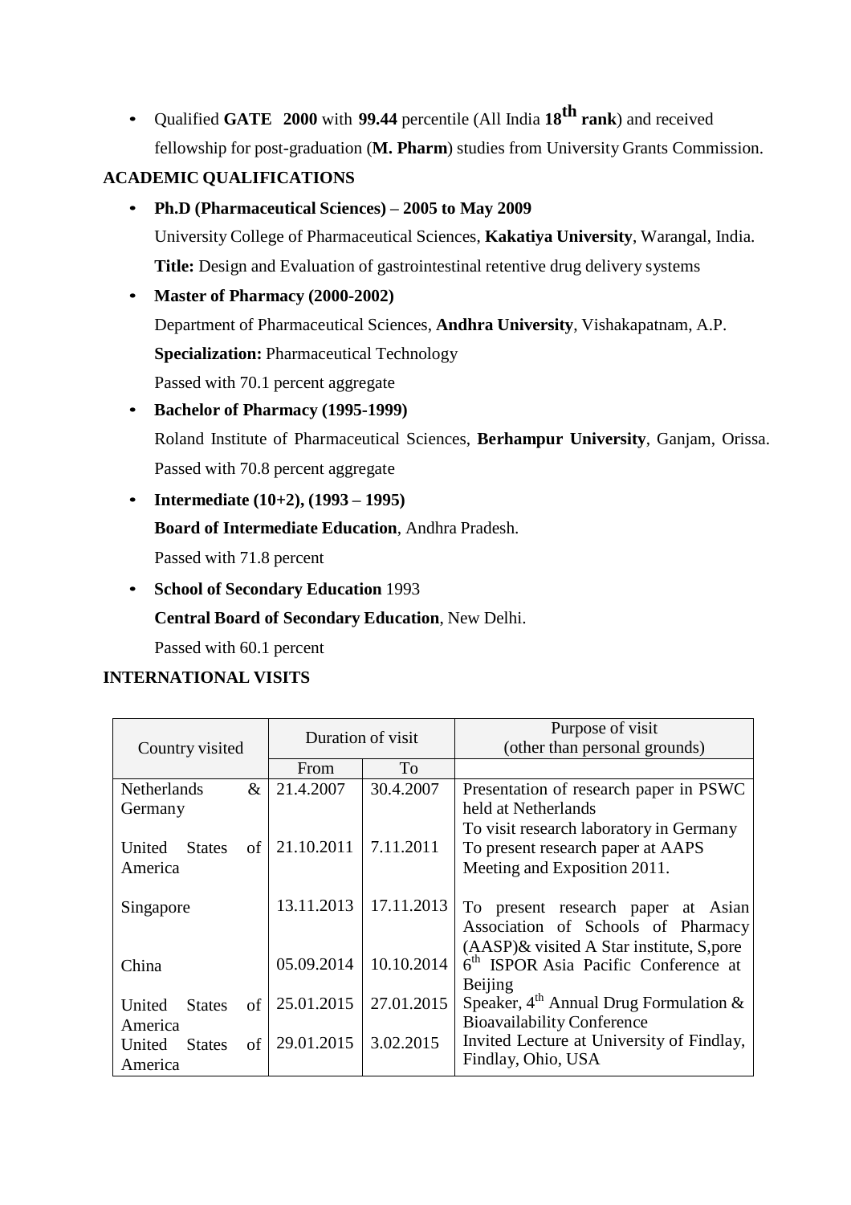- Qualified **GATE 2000** with **99.44** percentile (All India **18$^{th}$ rank**) and received fellowship for post-graduation (**M. Pharm**) studies from University Grants Commission.

## ACADEMIC QUALIFICATIONS

- **Ph.D (Pharmaceutical Sciences) – 2005 to May 2009**
  University College of Pharmaceutical Sciences, **Kakatiya University**, Warangal, India.
  **Title:** Design and Evaluation of gastrointestinal retentive drug delivery systems
- **Master of Pharmacy (2000-2002)**
  Department of Pharmaceutical Sciences, **Andhra University**, Vishakapatnam, A.P.
  **Specialization:** Pharmaceutical Technology
  Passed with 70.1 percent aggregate
- **Bachelor of Pharmacy (1995-1999)**
  Roland Institute of Pharmaceutical Sciences, **Berhampur University**, Ganjam, Orissa.
  Passed with 70.8 percent aggregate
- **Intermediate (10+2), (1993 – 1995)**
  **Board of Intermediate Education**, Andhra Pradesh.
  Passed with 71.8 percent
- **School of Secondary Education** 1993
  **Central Board of Secondary Education**, New Delhi.
  Passed with 60.1 percent

## INTERNATIONAL VISITS

| Country visited | Duration of visit | | Purpose of visit (other than personal grounds) |
|---|---|---|---|
| | From | To | |
| Netherlands & Germany | 21.4.2007 | 30.4.2007 | Presentation of research paper in PSWC held at Netherlands. To visit research laboratory in Germany |
| United States of America | 21.10.2011 | 7.11.2011 | To present research paper at AAPS Meeting and Exposition 2011. |
| Singapore | 13.11.2013 | 17.11.2013 | To present research paper at Asian Association of Schools of Pharmacy (AASP)& visited A Star institute, S,pore |
| China | 05.09.2014 | 10.10.2014 | 6$^{th}$ ISPOR Asia Pacific Conference at Beijing |
| United States of America | 25.01.2015 | 27.01.2015 | Speaker, 4$^{th}$ Annual Drug Formulation & Bioavailability Conference |
| United States of America | 29.01.2015 | 3.02.2015 | Invited Lecture at University of Findlay, Findlay, Ohio, USA |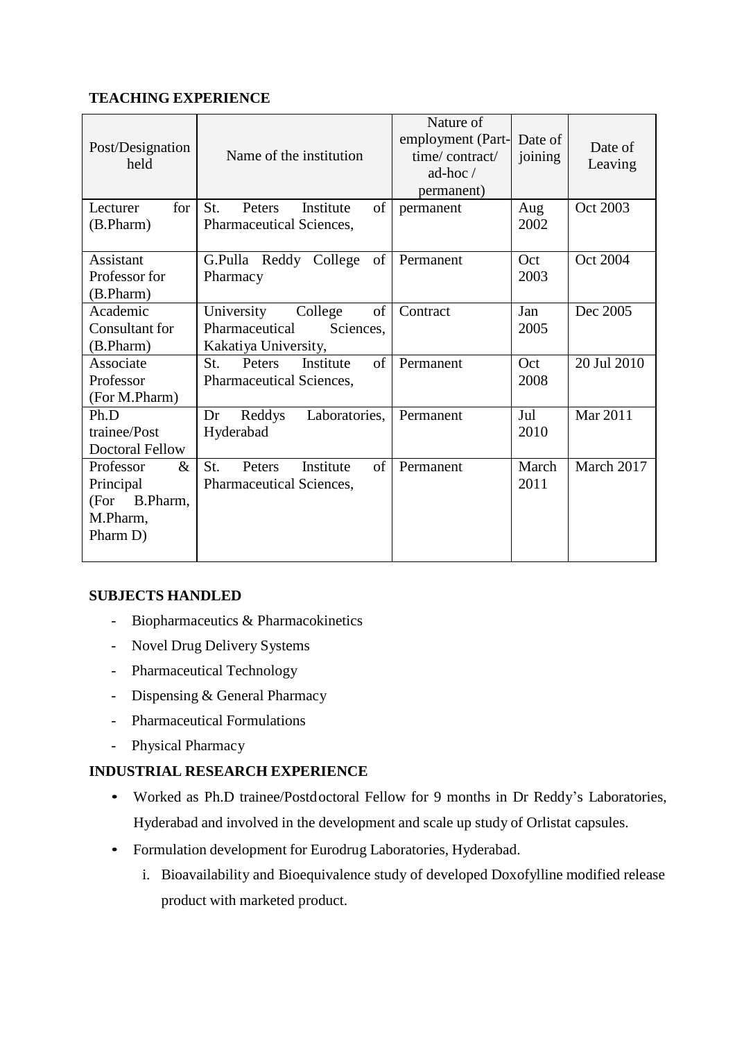**TEACHING EXPERIENCE**

| Post/Designation held | Name of the institution | Nature of employment (Part-time/ contract/ ad-hoc / permanent) | Date of joining | Date of Leaving |
|---|---|---|---|---|
| Lecturer for (B.Pharm) | St. Peters Institute of Pharmaceutical Sciences, | permanent | Aug 2002 | Oct 2003 |
| Assistant Professor for (B.Pharm) | G.Pulla Reddy College of Pharmacy | Permanent | Oct 2003 | Oct 2004 |
| Academic Consultant for (B.Pharm) | University College of Pharmaceutical Sciences, Kakatiya University, | Contract | Jan 2005 | Dec 2005 |
| Associate Professor (For M.Pharm) | St. Peters Institute of Pharmaceutical Sciences, | Permanent | Oct 2008 | 20 Jul 2010 |
| Ph.D trainee/Post Doctoral Fellow | Dr Reddys Laboratories, Hyderabad | Permanent | Jul 2010 | Mar 2011 |
| Professor & Principal (For B.Pharm, M.Pharm, Pharm D) | St. Peters Institute of Pharmaceutical Sciences, | Permanent | March 2011 | March 2017 |

**SUBJECTS HANDLED**

- Biopharmaceutics & Pharmacokinetics
- Novel Drug Delivery Systems
- Pharmaceutical Technology
- Dispensing & General Pharmacy
- Pharmaceutical Formulations
- Physical Pharmacy

**INDUSTRIAL RESEARCH EXPERIENCE**

- Worked as Ph.D trainee/Postdoctoral Fellow for 9 months in Dr Reddy's Laboratories, Hyderabad and involved in the development and scale up study of Orlistat capsules.
- Formulation development for Eurodrug Laboratories, Hyderabad.
  i. Bioavailability and Bioequivalence study of developed Doxofylline modified release product with marketed product.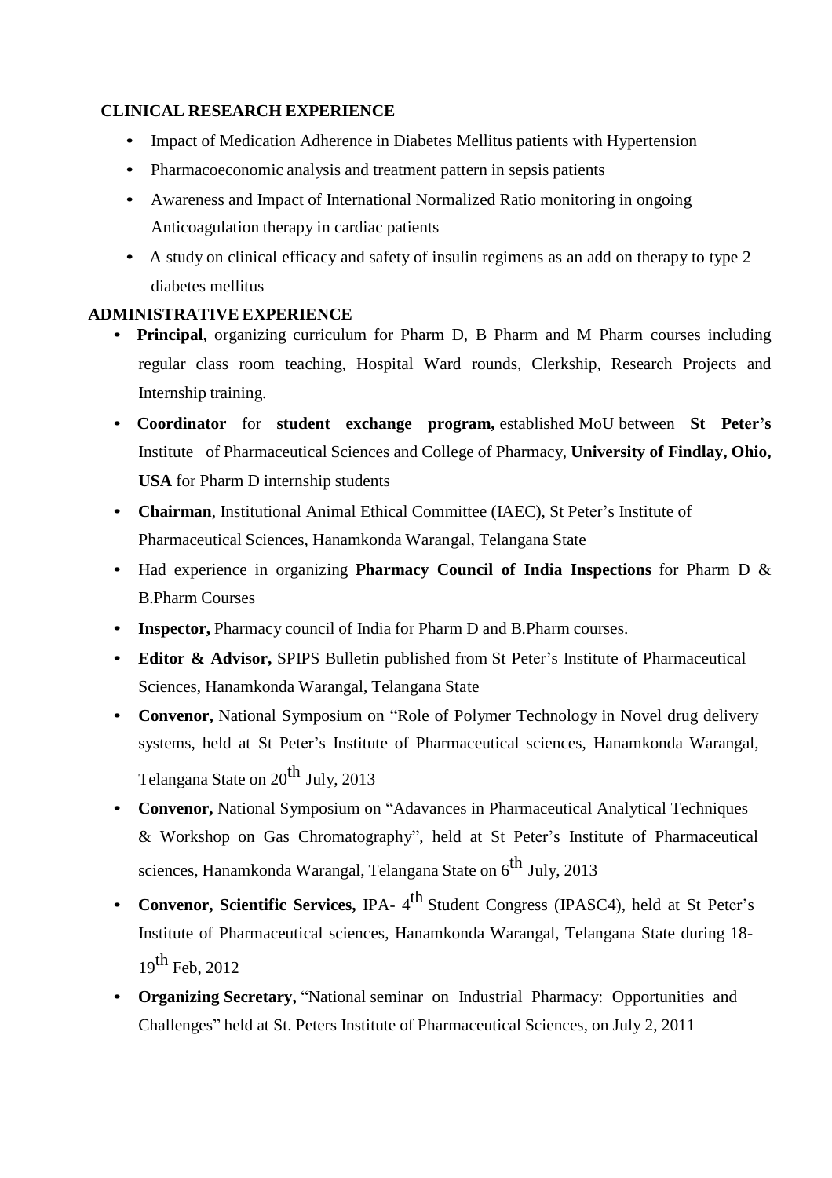## CLINICAL RESEARCH EXPERIENCE

- Impact of Medication Adherence in Diabetes Mellitus patients with Hypertension
- Pharmacoeconomic analysis and treatment pattern in sepsis patients
- Awareness and Impact of International Normalized Ratio monitoring in ongoing Anticoagulation therapy in cardiac patients
- A study on clinical efficacy and safety of insulin regimens as an add on therapy to type 2 diabetes mellitus

## ADMINISTRATIVE EXPERIENCE

- **Principal**, organizing curriculum for Pharm D, B Pharm and M Pharm courses including regular class room teaching, Hospital Ward rounds, Clerkship, Research Projects and Internship training.
- **Coordinator** for **student exchange program,** established MoU between **St Peter's** Institute of Pharmaceutical Sciences and College of Pharmacy, **University of Findlay, Ohio, USA** for Pharm D internship students
- **Chairman**, Institutional Animal Ethical Committee (IAEC), St Peter's Institute of Pharmaceutical Sciences, Hanamkonda Warangal, Telangana State
- Had experience in organizing **Pharmacy Council of India Inspections** for Pharm D & B.Pharm Courses
- **Inspector,** Pharmacy council of India for Pharm D and B.Pharm courses.
- **Editor & Advisor,** SPIPS Bulletin published from St Peter's Institute of Pharmaceutical Sciences, Hanamkonda Warangal, Telangana State
- **Convenor,** National Symposium on "Role of Polymer Technology in Novel drug delivery systems, held at St Peter's Institute of Pharmaceutical sciences, Hanamkonda Warangal, Telangana State on 20th July, 2013
- **Convenor,** National Symposium on "Adavances in Pharmaceutical Analytical Techniques & Workshop on Gas Chromatography", held at St Peter's Institute of Pharmaceutical sciences, Hanamkonda Warangal, Telangana State on 6th July, 2013
- **Convenor, Scientific Services,** IPA- 4th Student Congress (IPASC4), held at St Peter's Institute of Pharmaceutical sciences, Hanamkonda Warangal, Telangana State during 18-19th Feb, 2012
- **Organizing Secretary,** "National seminar on Industrial Pharmacy: Opportunities and Challenges" held at St. Peters Institute of Pharmaceutical Sciences, on July 2, 2011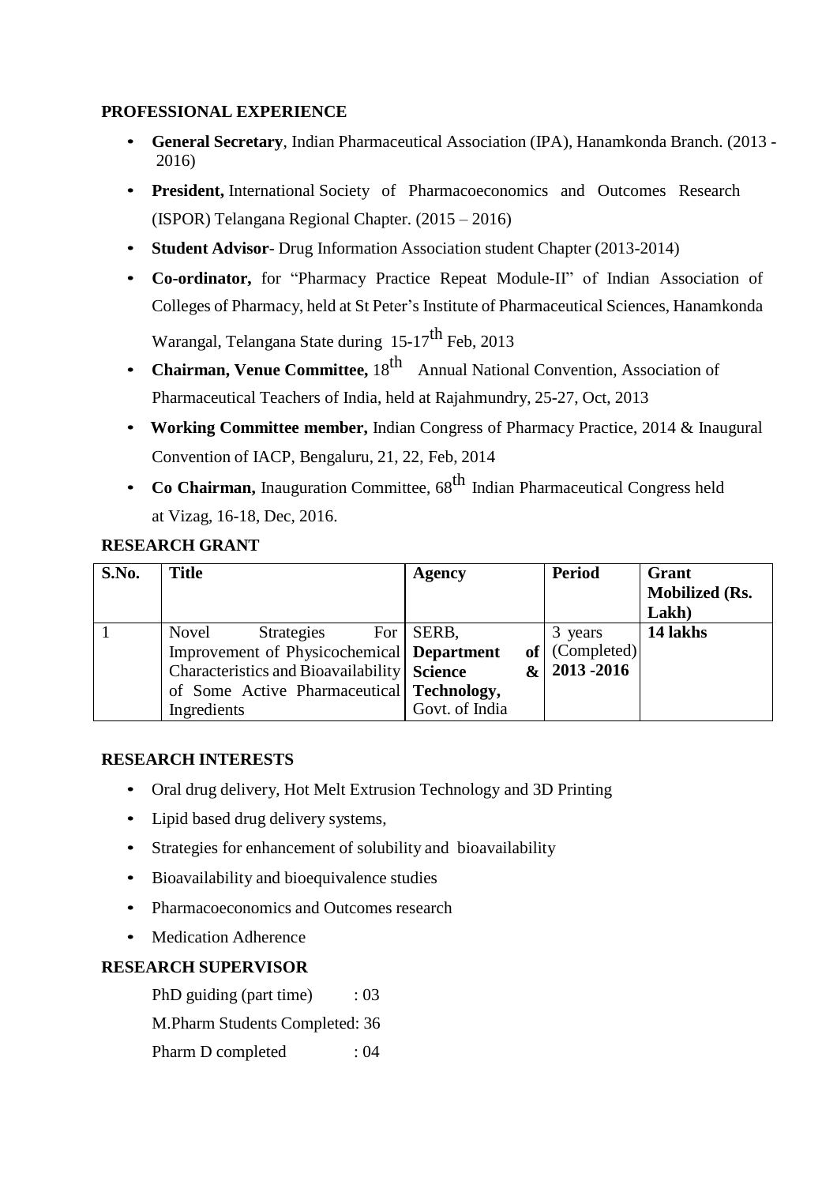**PROFESSIONAL EXPERIENCE**

- **General Secretary**, Indian Pharmaceutical Association (IPA), Hanamkonda Branch. (2013 - 2016)
- **President,** International Society of Pharmacoeconomics and Outcomes Research (ISPOR) Telangana Regional Chapter. (2015 – 2016)
- **Student Advisor**- Drug Information Association student Chapter (2013-2014)
- **Co-ordinator,** for "Pharmacy Practice Repeat Module-II" of Indian Association of Colleges of Pharmacy, held at St Peter's Institute of Pharmaceutical Sciences, Hanamkonda Warangal, Telangana State during 15-17th Feb, 2013
- **Chairman, Venue Committee,** 18th Annual National Convention, Association of Pharmaceutical Teachers of India, held at Rajahmundry, 25-27, Oct, 2013
- **Working Committee member,** Indian Congress of Pharmacy Practice, 2014 & Inaugural Convention of IACP, Bengaluru, 21, 22, Feb, 2014
- **Co Chairman,** Inauguration Committee, 68th Indian Pharmaceutical Congress held at Vizag, 16-18, Dec, 2016.

**RESEARCH GRANT**

| S.No. | Title | Agency | Period | Grant Mobilized (Rs. Lakh) |
|---|---|---|---|---|
| 1 | Novel Strategies For Improvement of Physicochemical Characteristics and Bioavailability of Some Active Pharmaceutical Ingredients | SERB, **Department of Science & Technology,** Govt. of India | 3 years (Completed) **2013 -2016** | **14 lakhs** |

**RESEARCH INTERESTS**

- Oral drug delivery, Hot Melt Extrusion Technology and 3D Printing
- Lipid based drug delivery systems,
- Strategies for enhancement of solubility and bioavailability
- Bioavailability and bioequivalence studies
- Pharmacoeconomics and Outcomes research
- Medication Adherence

**RESEARCH SUPERVISOR**

PhD guiding (part time) : 03

M.Pharm Students Completed: 36

Pharm D completed : 04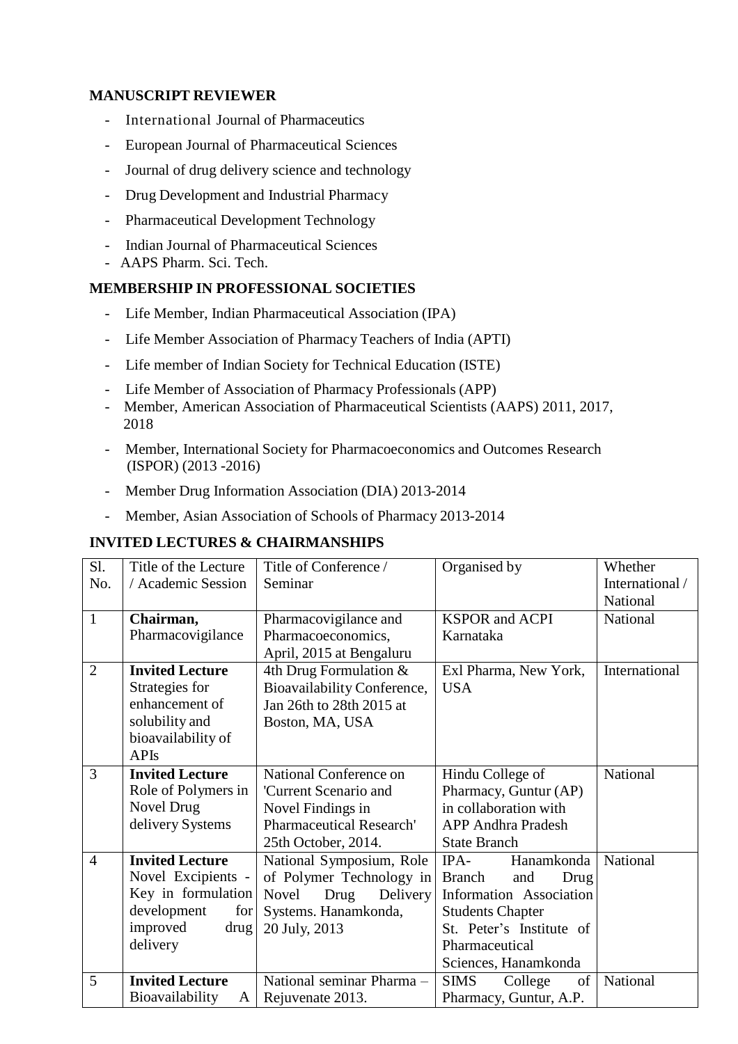**MANUSCRIPT REVIEWER**

- International Journal of Pharmaceutics
- European Journal of Pharmaceutical Sciences
- Journal of drug delivery science and technology
- Drug Development and Industrial Pharmacy
- Pharmaceutical Development Technology
- Indian Journal of Pharmaceutical Sciences
- AAPS Pharm. Sci. Tech.

**MEMBERSHIP IN PROFESSIONAL SOCIETIES**

- Life Member, Indian Pharmaceutical Association (IPA)
- Life Member Association of Pharmacy Teachers of India (APTI)
- Life member of Indian Society for Technical Education (ISTE)
- Life Member of Association of Pharmacy Professionals (APP)
- Member, American Association of Pharmaceutical Scientists (AAPS) 2011, 2017, 2018
- Member, International Society for Pharmacoeconomics and Outcomes Research (ISPOR) (2013 -2016)
- Member Drug Information Association (DIA) 2013-2014
- Member, Asian Association of Schools of Pharmacy 2013-2014

**INVITED LECTURES & CHAIRMANSHIPS**

| Sl. No. | Title of the Lecture / Academic Session | Title of Conference / Seminar | Organised by | Whether International / National |
|---|---|---|---|---|
| 1 | **Chairman,** Pharmacovigilance | Pharmacovigilance and Pharmacoeconomics, April, 2015 at Bengaluru | KSPOR and ACPI Karnataka | National |
| 2 | **Invited Lecture** Strategies for enhancement of solubility and bioavailability of APIs | 4th Drug Formulation & Bioavailability Conference, Jan 26th to 28th 2015 at Boston, MA, USA | Exl Pharma, New York, USA | International |
| 3 | **Invited Lecture** Role of Polymers in Novel Drug delivery Systems | National Conference on 'Current Scenario and Novel Findings in Pharmaceutical Research' 25th October, 2014. | Hindu College of Pharmacy, Guntur (AP) in collaboration with APP Andhra Pradesh State Branch | National |
| 4 | **Invited Lecture** Novel Excipients - Key in formulation development for improved drug delivery | National Symposium, Role of Polymer Technology in Novel Drug Delivery Systems. Hanamkonda, 20 July, 2013 | IPA- Hanamkonda Branch and Drug Information Association Students Chapter St. Peter's Institute of Pharmaceutical Sciences, Hanamkonda | National |
| 5 | **Invited Lecture** Bioavailability A | National seminar Pharma – Rejuvenate 2013. | SIMS College of Pharmacy, Guntur, A.P. | National |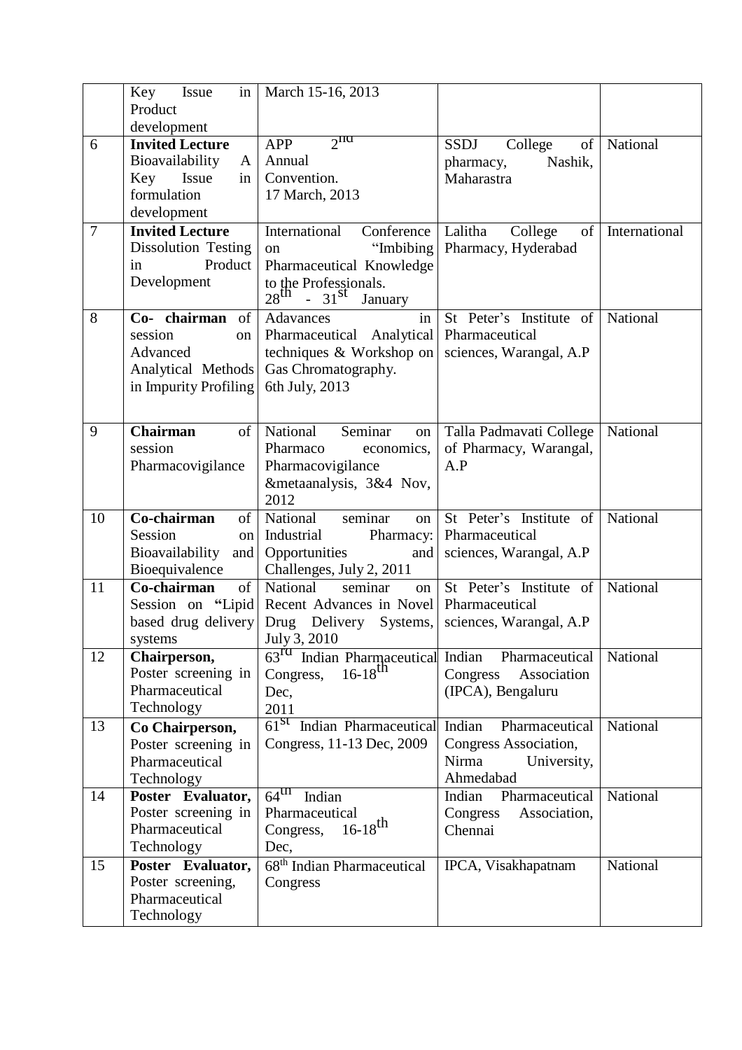| | | | | |
|---|---|---|---|---|
| | Key Issue in Product development | March 15-16, 2013 | | |
| 6 | **Invited Lecture** Bioavailability A Key Issue in formulation development | APP $2^{nd}$ Annual Convention. 17 March, 2013 | SSDJ College of pharmacy, Nashik, Maharastra | National |
| 7 | **Invited Lecture** Dissolution Testing in Product Development | International Conference on "Imbibing Pharmaceutical Knowledge to the Professionals. $28^{th}$ - $31^{st}$ January | Lalitha College of Pharmacy, Hyderabad | International |
| 8 | **Co- chairman** of session on Advanced Analytical Methods in Impurity Profiling | Adavances in Pharmaceutical Analytical techniques & Workshop on Gas Chromatography. 6th July, 2013 | St Peter's Institute of Pharmaceutical sciences, Warangal, A.P | National |
| 9 | **Chairman** of session Pharmacovigilance | National Seminar on Pharmaco economics, Pharmacovigilance &metaanalysis, 3&4 Nov, 2012 | Talla Padmavati College of Pharmacy, Warangal, A.P | National |
| 10 | **Co-chairman** of Session on Bioavailability and Bioequivalence | National seminar on Industrial Pharmacy: Opportunities and Challenges, July 2, 2011 | St Peter's Institute of Pharmaceutical sciences, Warangal, A.P | National |
| 11 | **Co-chairman** of Session on **"**Lipid based drug delivery systems | National seminar on Recent Advances in Novel Drug Delivery Systems, July 3, 2010 | St Peter's Institute of Pharmaceutical sciences, Warangal, A.P | National |
| 12 | **Chairperson,** Poster screening in Pharmaceutical Technology | $63^{rd}$ Indian Pharmaceutical Congress, $16\text{-}18^{th}$ Dec, 2011 | Indian Pharmaceutical Congress Association (IPCA), Bengaluru | National |
| 13 | **Co Chairperson,** Poster screening in Pharmaceutical Technology | $61^{st}$ Indian Pharmaceutical Congress, 11-13 Dec, 2009 | Indian Pharmaceutical Congress Association, Nirma University, Ahmedabad | National |
| 14 | **Poster Evaluator,** Poster screening in Pharmaceutical Technology | $64^{th}$ Indian Pharmaceutical Congress, $16\text{-}18^{th}$ Dec, | Indian Pharmaceutical Congress Association, Chennai | National |
| 15 | **Poster Evaluator,** Poster screening, Pharmaceutical Technology | $68^{th}$ Indian Pharmaceutical Congress | IPCA, Visakhapatnam | National |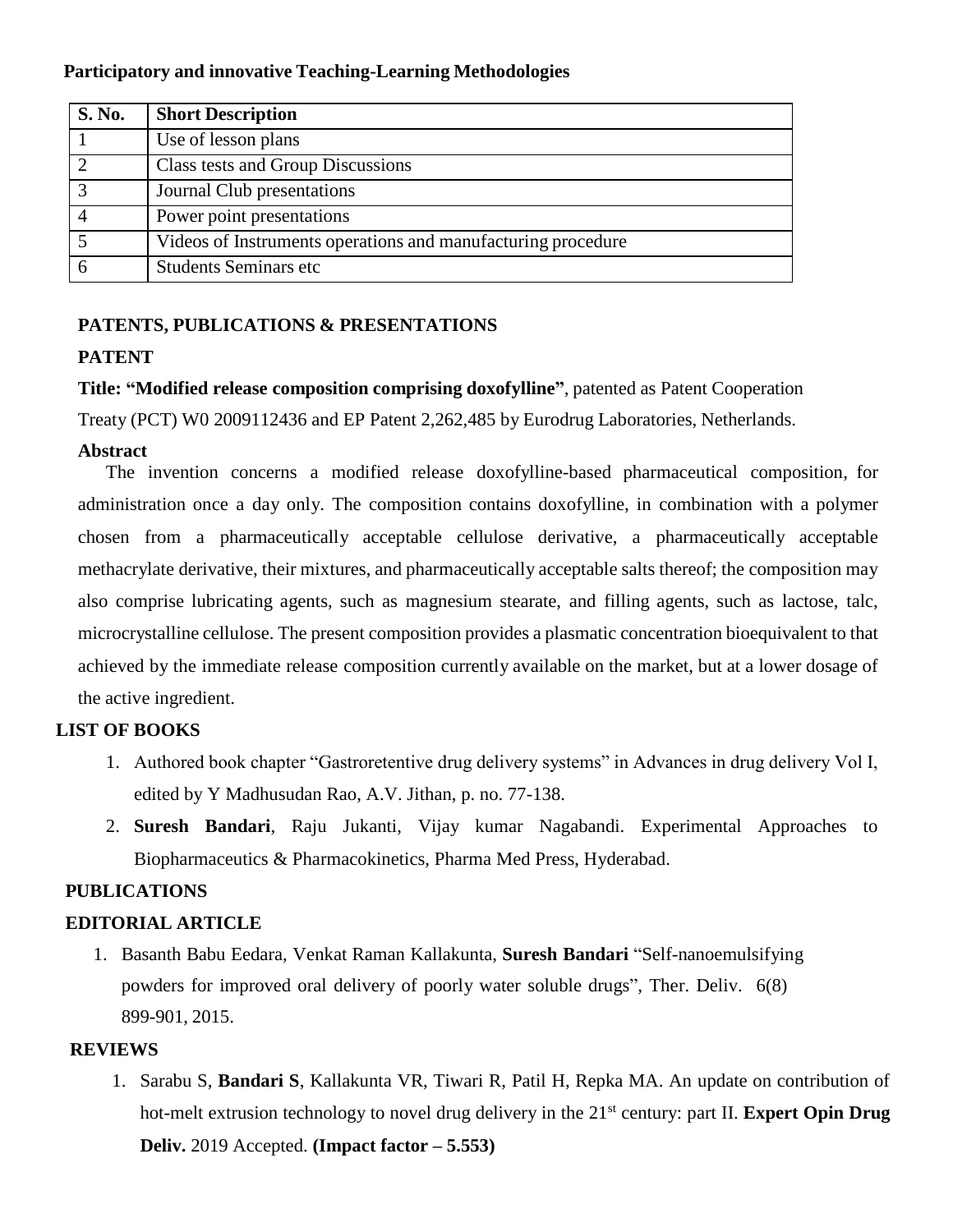**Participatory and innovative Teaching-Learning Methodologies**

| S. No. | Short Description |
|---|---|
| 1 | Use of lesson plans |
| 2 | Class tests and Group Discussions |
| 3 | Journal Club presentations |
| 4 | Power point presentations |
| 5 | Videos of Instruments operations and manufacturing procedure |
| 6 | Students Seminars etc |

## PATENTS, PUBLICATIONS & PRESENTATIONS

### PATENT

**Title: "Modified release composition comprising doxofylline"**, patented as Patent Cooperation Treaty (PCT) W0 2009112436 and EP Patent 2,262,485 by Eurodrug Laboratories, Netherlands.

**Abstract**

The invention concerns a modified release doxofylline-based pharmaceutical composition, for administration once a day only. The composition contains doxofylline, in combination with a polymer chosen from a pharmaceutically acceptable cellulose derivative, a pharmaceutically acceptable methacrylate derivative, their mixtures, and pharmaceutically acceptable salts thereof; the composition may also comprise lubricating agents, such as magnesium stearate, and filling agents, such as lactose, talc, microcrystalline cellulose. The present composition provides a plasmatic concentration bioequivalent to that achieved by the immediate release composition currently available on the market, but at a lower dosage of the active ingredient.

### LIST OF BOOKS

1. Authored book chapter "Gastroretentive drug delivery systems" in Advances in drug delivery Vol I, edited by Y Madhusudan Rao, A.V. Jithan, p. no. 77-138.
2. **Suresh Bandari**, Raju Jukanti, Vijay kumar Nagabandi. Experimental Approaches to Biopharmaceutics & Pharmacokinetics, Pharma Med Press, Hyderabad.

### PUBLICATIONS

### EDITORIAL ARTICLE

1. Basanth Babu Eedara, Venkat Raman Kallakunta, **Suresh Bandari** "Self-nanoemulsifying powders for improved oral delivery of poorly water soluble drugs", Ther. Deliv. 6(8) 899-901, 2015.

### REVIEWS

1. Sarabu S, **Bandari S**, Kallakunta VR, Tiwari R, Patil H, Repka MA. An update on contribution of hot-melt extrusion technology to novel drug delivery in the 21st century: part II. **Expert Opin Drug Deliv.** 2019 Accepted. **(Impact factor – 5.553)**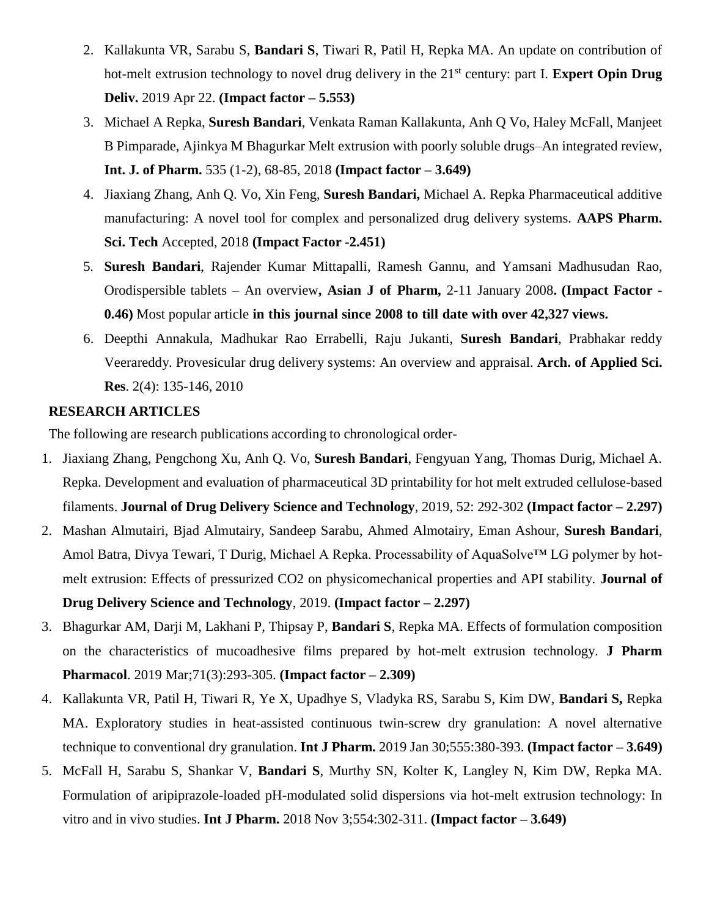2. Kallakunta VR, Sarabu S, **Bandari S**, Tiwari R, Patil H, Repka MA. An update on contribution of hot-melt extrusion technology to novel drug delivery in the 21[st] century: part I. **Expert Opin Drug Deliv.** 2019 Apr 22. **(Impact factor – 5.553)**
3. Michael A Repka, **Suresh Bandari**, Venkata Raman Kallakunta, Anh Q Vo, Haley McFall, Manjeet B Pimparade, Ajinkya M Bhagurkar Melt extrusion with poorly soluble drugs–An integrated review, **Int. J. of Pharm.** 535 (1-2), 68-85, 2018 **(Impact factor – 3.649)**
4. Jiaxiang Zhang, Anh Q. Vo, Xin Feng, **Suresh Bandari,** Michael A. Repka Pharmaceutical additive manufacturing: A novel tool for complex and personalized drug delivery systems. **AAPS Pharm. Sci. Tech** Accepted, 2018 **(Impact Factor -2.451)**
5. **Suresh Bandari**, Rajender Kumar Mittapalli, Ramesh Gannu, and Yamsani Madhusudan Rao, Orodispersible tablets – An overview**, Asian J of Pharm,** 2-11 January 2008**. (Impact Factor - 0.46)** Most popular article **in this journal since 2008 to till date with over 42,327 views.**
6. Deepthi Annakula, Madhukar Rao Errabelli, Raju Jukanti, **Suresh Bandari**, Prabhakar reddy Veerareddy. Provesicular drug delivery systems: An overview and appraisal. **Arch. of Applied Sci. Res**. 2(4): 135-146, 2010

**RESEARCH ARTICLES**

The following are research publications according to chronological order-

1. Jiaxiang Zhang, Pengchong Xu, Anh Q. Vo, **Suresh Bandari**, Fengyuan Yang, Thomas Durig, Michael A. Repka. Development and evaluation of pharmaceutical 3D printability for hot melt extruded cellulose-based filaments. **Journal of Drug Delivery Science and Technology**, 2019, 52: 292-302 **(Impact factor – 2.297)**
2. Mashan Almutairi, Bjad Almutairy, Sandeep Sarabu, Ahmed Almotairy, Eman Ashour, **Suresh Bandari**, Amol Batra, Divya Tewari, T Durig, Michael A Repka. Processability of AquaSolve™ LG polymer by hot-melt extrusion: Effects of pressurized $CO_2$ on physicomechanical properties and API stability. **Journal of Drug Delivery Science and Technology**, 2019. **(Impact factor – 2.297)**
3. Bhagurkar AM, Darji M, Lakhani P, Thipsay P, **Bandari S**, Repka MA. Effects of formulation composition on the characteristics of mucoadhesive films prepared by hot-melt extrusion technology. **J Pharm Pharmacol**. 2019 Mar;71(3):293-305. **(Impact factor – 2.309)**
4. Kallakunta VR, Patil H, Tiwari R, Ye X, Upadhye S, Vladyka RS, Sarabu S, Kim DW, **Bandari S,** Repka MA. Exploratory studies in heat-assisted continuous twin-screw dry granulation: A novel alternative technique to conventional dry granulation. **Int J Pharm.** 2019 Jan 30;555:380-393. **(Impact factor – 3.649)**
5. McFall H, Sarabu S, Shankar V, **Bandari S**, Murthy SN, Kolter K, Langley N, Kim DW, Repka MA. Formulation of aripiprazole-loaded pH-modulated solid dispersions via hot-melt extrusion technology: In vitro and in vivo studies. **Int J Pharm.** 2018 Nov 3;554:302-311. **(Impact factor – 3.649)**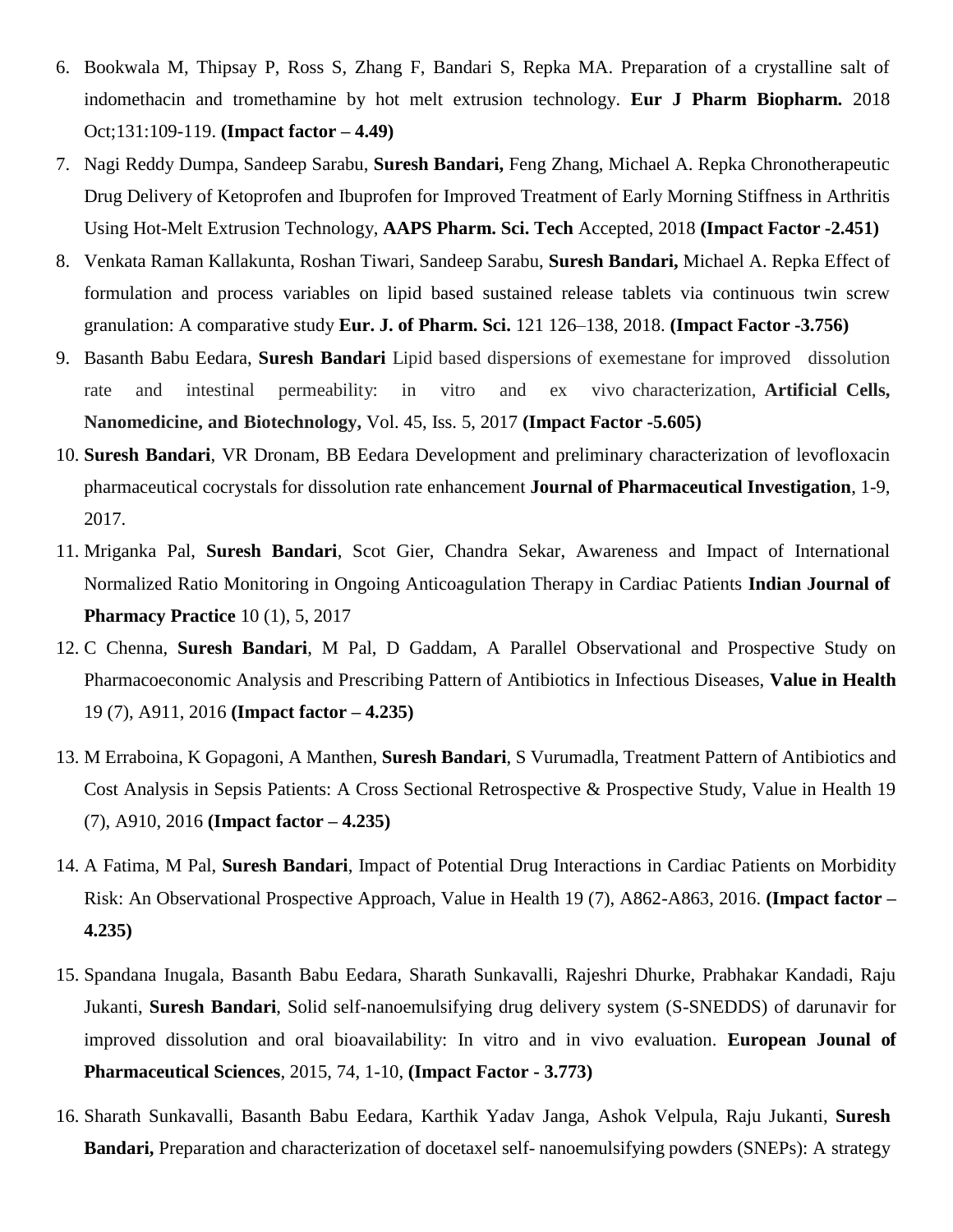6. Bookwala M, Thipsay P, Ross S, Zhang F, Bandari S, Repka MA. Preparation of a crystalline salt of indomethacin and tromethamine by hot melt extrusion technology. **Eur J Pharm Biopharm.** 2018 Oct;131:109-119. **(Impact factor – 4.49)**
7. Nagi Reddy Dumpa, Sandeep Sarabu, **Suresh Bandari,** Feng Zhang, Michael A. Repka Chronotherapeutic Drug Delivery of Ketoprofen and Ibuprofen for Improved Treatment of Early Morning Stiffness in Arthritis Using Hot-Melt Extrusion Technology, **AAPS Pharm. Sci. Tech** Accepted, 2018 **(Impact Factor -2.451)**
8. Venkata Raman Kallakunta, Roshan Tiwari, Sandeep Sarabu, **Suresh Bandari,** Michael A. Repka Effect of formulation and process variables on lipid based sustained release tablets via continuous twin screw granulation: A comparative study **Eur. J. of Pharm. Sci.** 121 126–138, 2018. **(Impact Factor -3.756)**
9. Basanth Babu Eedara, **Suresh Bandari** Lipid based dispersions of exemestane for improved dissolution rate and intestinal permeability: in vitro and ex vivo characterization, **Artificial Cells, Nanomedicine, and Biotechnology,** Vol. 45, Iss. 5, 2017 **(Impact Factor -5.605)**
10. **Suresh Bandari**, VR Dronam, BB Eedara Development and preliminary characterization of levofloxacin pharmaceutical cocrystals for dissolution rate enhancement **Journal of Pharmaceutical Investigation**, 1-9, 2017.
11. Mriganka Pal, **Suresh Bandari**, Scot Gier, Chandra Sekar, Awareness and Impact of International Normalized Ratio Monitoring in Ongoing Anticoagulation Therapy in Cardiac Patients **Indian Journal of Pharmacy Practice** 10 (1), 5, 2017
12. C Chenna, **Suresh Bandari**, M Pal, D Gaddam, A Parallel Observational and Prospective Study on Pharmacoeconomic Analysis and Prescribing Pattern of Antibiotics in Infectious Diseases, **Value in Health** 19 (7), A911, 2016 **(Impact factor – 4.235)**
13. M Erraboina, K Gopagoni, A Manthen, **Suresh Bandari**, S Vurumadla, Treatment Pattern of Antibiotics and Cost Analysis in Sepsis Patients: A Cross Sectional Retrospective & Prospective Study, Value in Health 19 (7), A910, 2016 **(Impact factor – 4.235)**
14. A Fatima, M Pal, **Suresh Bandari**, Impact of Potential Drug Interactions in Cardiac Patients on Morbidity Risk: An Observational Prospective Approach, Value in Health 19 (7), A862-A863, 2016. **(Impact factor – 4.235)**
15. Spandana Inugala, Basanth Babu Eedara, Sharath Sunkavalli, Rajeshri Dhurke, Prabhakar Kandadi, Raju Jukanti, **Suresh Bandari**, Solid self-nanoemulsifying drug delivery system (S-SNEDDS) of darunavir for improved dissolution and oral bioavailability: In vitro and in vivo evaluation. **European Jounal of Pharmaceutical Sciences**, 2015, 74, 1-10, **(Impact Factor - 3.773)**
16. Sharath Sunkavalli, Basanth Babu Eedara, Karthik Yadav Janga, Ashok Velpula, Raju Jukanti, **Suresh Bandari,** Preparation and characterization of docetaxel self- nanoemulsifying powders (SNEPs): A strategy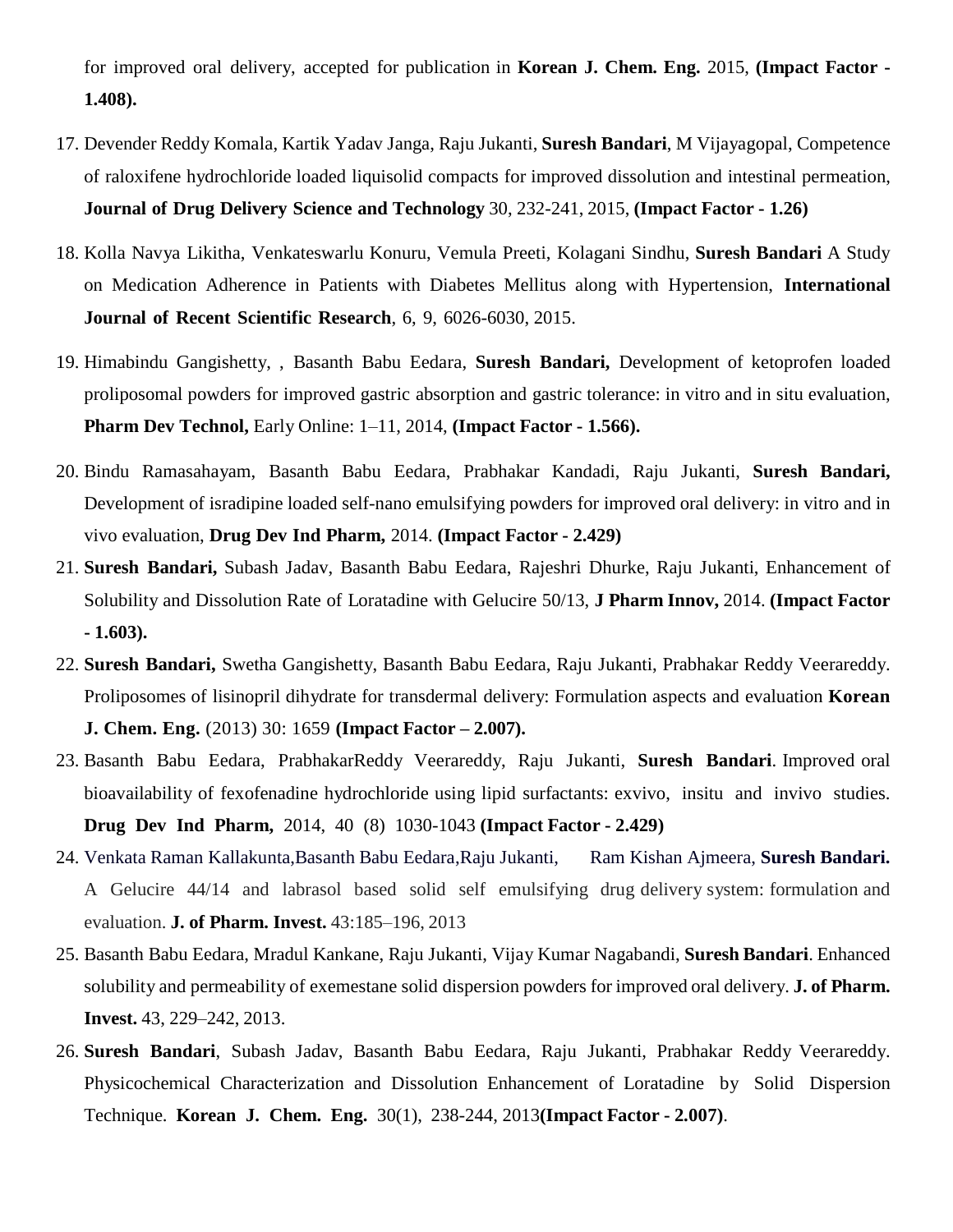for improved oral delivery, accepted for publication in **Korean J. Chem. Eng.** 2015, **(Impact Factor - 1.408).**

17. Devender Reddy Komala, Kartik Yadav Janga, Raju Jukanti, **Suresh Bandari**, M Vijayagopal, Competence of raloxifene hydrochloride loaded liquisolid compacts for improved dissolution and intestinal permeation, **Journal of Drug Delivery Science and Technology** 30, 232-241, 2015, **(Impact Factor - 1.26)**

18. Kolla Navya Likitha, Venkateswarlu Konuru, Vemula Preeti, Kolagani Sindhu, **Suresh Bandari** A Study on Medication Adherence in Patients with Diabetes Mellitus along with Hypertension, **International Journal of Recent Scientific Research**, 6, 9, 6026-6030, 2015.

19. Himabindu Gangishetty, , Basanth Babu Eedara, **Suresh Bandari,** Development of ketoprofen loaded proliposomal powders for improved gastric absorption and gastric tolerance: in vitro and in situ evaluation, **Pharm Dev Technol,** Early Online: 1–11, 2014, **(Impact Factor - 1.566).**

20. Bindu Ramasahayam, Basanth Babu Eedara, Prabhakar Kandadi, Raju Jukanti, **Suresh Bandari,** Development of isradipine loaded self-nano emulsifying powders for improved oral delivery: in vitro and in vivo evaluation, **Drug Dev Ind Pharm,** 2014. **(Impact Factor - 2.429)**

21. **Suresh Bandari,** Subash Jadav, Basanth Babu Eedara, Rajeshri Dhurke, Raju Jukanti, Enhancement of Solubility and Dissolution Rate of Loratadine with Gelucire 50/13, **J Pharm Innov,** 2014. **(Impact Factor - 1.603).**

22. **Suresh Bandari,** Swetha Gangishetty, Basanth Babu Eedara, Raju Jukanti, Prabhakar Reddy Veerareddy. Proliposomes of lisinopril dihydrate for transdermal delivery: Formulation aspects and evaluation **Korean J. Chem. Eng.** (2013) 30: 1659 **(Impact Factor – 2.007).**

23. Basanth Babu Eedara, PrabhakarReddy Veerareddy, Raju Jukanti, **Suresh Bandari**. Improved oral bioavailability of fexofenadine hydrochloride using lipid surfactants: exvivo, insitu and invivo studies. **Drug Dev Ind Pharm,** 2014, 40 (8) 1030-1043 **(Impact Factor - 2.429)**

24. Venkata Raman Kallakunta,Basanth Babu Eedara,Raju Jukanti, Ram Kishan Ajmeera, **Suresh Bandari.** A Gelucire 44/14 and labrasol based solid self emulsifying drug delivery system: formulation and evaluation. **J. of Pharm. Invest.** 43:185–196, 2013

25. Basanth Babu Eedara, Mradul Kankane, Raju Jukanti, Vijay Kumar Nagabandi, **Suresh Bandari**. Enhanced solubility and permeability of exemestane solid dispersion powders for improved oral delivery. **J. of Pharm. Invest.** 43, 229–242, 2013.

26. **Suresh Bandari**, Subash Jadav, Basanth Babu Eedara, Raju Jukanti, Prabhakar Reddy Veerareddy. Physicochemical Characterization and Dissolution Enhancement of Loratadine by Solid Dispersion Technique. **Korean J. Chem. Eng.** 30(1), 238-244, 2013**(Impact Factor - 2.007)**.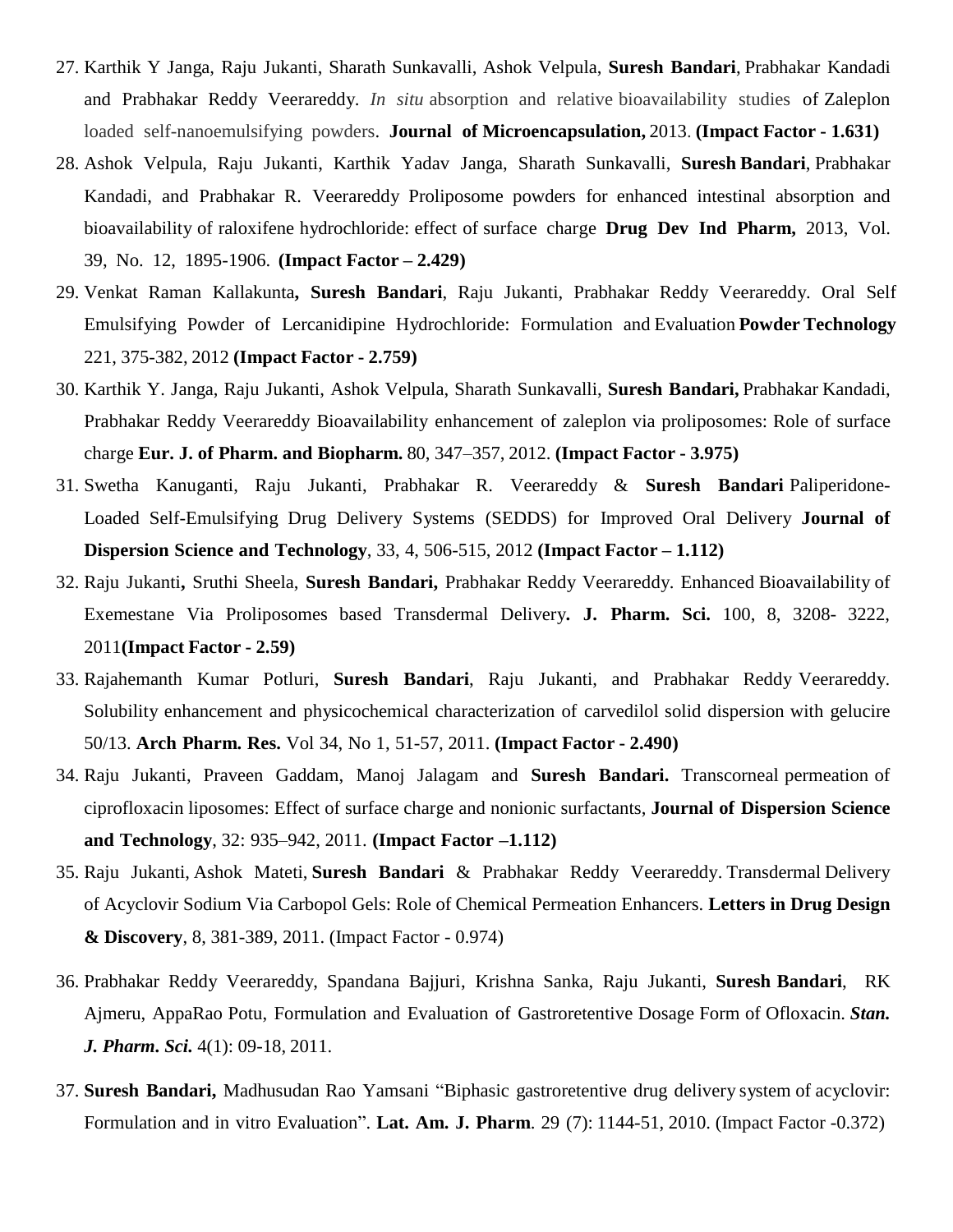27. Karthik Y Janga, Raju Jukanti, Sharath Sunkavalli, Ashok Velpula, **Suresh Bandari**, Prabhakar Kandadi and Prabhakar Reddy Veerareddy. *In situ* absorption and relative bioavailability studies of Zaleplon loaded self-nanoemulsifying powders. **Journal of Microencapsulation,** 2013. **(Impact Factor - 1.631)**
28. Ashok Velpula, Raju Jukanti, Karthik Yadav Janga, Sharath Sunkavalli, **Suresh Bandari**, Prabhakar Kandadi, and Prabhakar R. Veerareddy Proliposome powders for enhanced intestinal absorption and bioavailability of raloxifene hydrochloride: effect of surface charge **Drug Dev Ind Pharm,** 2013, Vol. 39, No. 12, 1895-1906. **(Impact Factor – 2.429)**
29. Venkat Raman Kallakunta**, Suresh Bandari**, Raju Jukanti, Prabhakar Reddy Veerareddy. Oral Self Emulsifying Powder of Lercanidipine Hydrochloride: Formulation and Evaluation **Powder Technology** 221, 375-382, 2012 **(Impact Factor - 2.759)**
30. Karthik Y. Janga, Raju Jukanti, Ashok Velpula, Sharath Sunkavalli, **Suresh Bandari,** Prabhakar Kandadi, Prabhakar Reddy Veerareddy Bioavailability enhancement of zaleplon via proliposomes: Role of surface charge **Eur. J. of Pharm. and Biopharm.** 80, 347–357, 2012. **(Impact Factor - 3.975)**
31. Swetha Kanuganti, Raju Jukanti, Prabhakar R. Veerareddy & **Suresh Bandari** Paliperidone-Loaded Self-Emulsifying Drug Delivery Systems (SEDDS) for Improved Oral Delivery **Journal of Dispersion Science and Technology**, 33, 4, 506-515, 2012 **(Impact Factor – 1.112)**
32. Raju Jukanti**,** Sruthi Sheela, **Suresh Bandari,** Prabhakar Reddy Veerareddy. Enhanced Bioavailability of Exemestane Via Proliposomes based Transdermal Delivery**. J. Pharm. Sci.** 100, 8, 3208- 3222, 2011**(Impact Factor - 2.59)**
33. Rajahemanth Kumar Potluri, **Suresh Bandari**, Raju Jukanti, and Prabhakar Reddy Veerareddy. Solubility enhancement and physicochemical characterization of carvedilol solid dispersion with gelucire 50/13. **Arch Pharm. Res.** Vol 34, No 1, 51-57, 2011. **(Impact Factor - 2.490)**
34. Raju Jukanti, Praveen Gaddam, Manoj Jalagam and **Suresh Bandari.** Transcorneal permeation of ciprofloxacin liposomes: Effect of surface charge and nonionic surfactants, **Journal of Dispersion Science and Technology**, 32: 935–942, 2011. **(Impact Factor –1.112)**
35. Raju Jukanti, Ashok Mateti, **Suresh Bandari** & Prabhakar Reddy Veerareddy. Transdermal Delivery of Acyclovir Sodium Via Carbopol Gels: Role of Chemical Permeation Enhancers. **Letters in Drug Design & Discovery**, 8, 381-389, 2011. (Impact Factor - 0.974)
36. Prabhakar Reddy Veerareddy, Spandana Bajjuri, Krishna Sanka, Raju Jukanti, **Suresh Bandari**, RK Ajmeru, AppaRao Potu, Formulation and Evaluation of Gastroretentive Dosage Form of Ofloxacin. ***Stan. J. Pharm. Sci.*** 4(1): 09-18, 2011.
37. **Suresh Bandari,** Madhusudan Rao Yamsani "Biphasic gastroretentive drug delivery system of acyclovir: Formulation and in vitro Evaluation". **Lat. Am. J. Pharm**. 29 (7): 1144-51, 2010. (Impact Factor -0.372)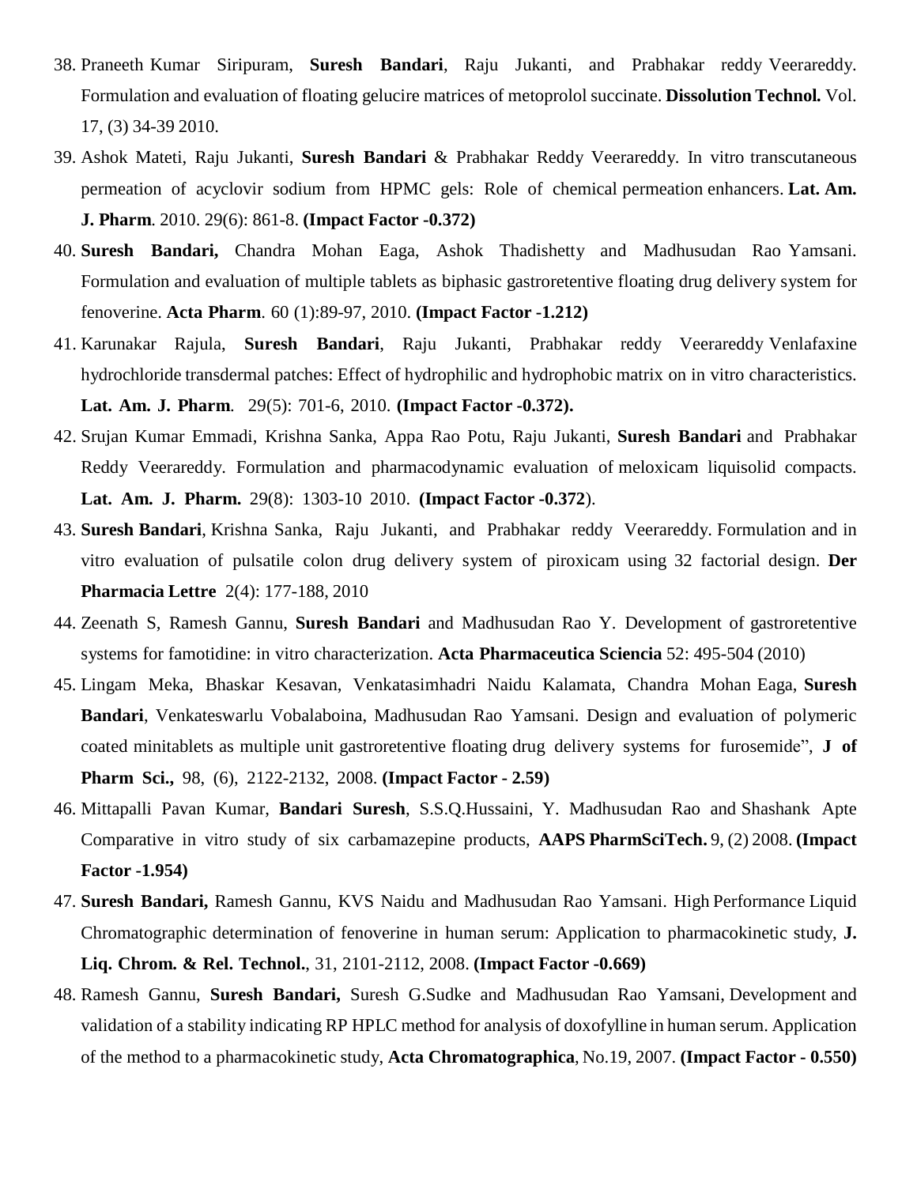38. Praneeth Kumar Siripuram, **Suresh Bandari**, Raju Jukanti, and Prabhakar reddy Veerareddy. Formulation and evaluation of floating gelucire matrices of metoprolol succinate. **Dissolution Technol.** Vol. 17, (3) 34-39 2010.
39. Ashok Mateti, Raju Jukanti, **Suresh Bandari** & Prabhakar Reddy Veerareddy. In vitro transcutaneous permeation of acyclovir sodium from HPMC gels: Role of chemical permeation enhancers. **Lat. Am. J. Pharm**. 2010. 29(6): 861-8. **(Impact Factor -0.372)**
40. **Suresh Bandari,** Chandra Mohan Eaga, Ashok Thadishetty and Madhusudan Rao Yamsani. Formulation and evaluation of multiple tablets as biphasic gastroretentive floating drug delivery system for fenoverine. **Acta Pharm**. 60 (1):89-97, 2010. **(Impact Factor -1.212)**
41. Karunakar Rajula, **Suresh Bandari**, Raju Jukanti, Prabhakar reddy Veerareddy Venlafaxine hydrochloride transdermal patches: Effect of hydrophilic and hydrophobic matrix on in vitro characteristics. **Lat. Am. J. Pharm**. 29(5): 701-6, 2010. **(Impact Factor -0.372).**
42. Srujan Kumar Emmadi, Krishna Sanka, Appa Rao Potu, Raju Jukanti, **Suresh Bandari** and Prabhakar Reddy Veerareddy. Formulation and pharmacodynamic evaluation of meloxicam liquisolid compacts. **Lat. Am. J. Pharm.** 29(8): 1303-10 2010. (**Impact Factor -0.372**).
43. **Suresh Bandari**, Krishna Sanka, Raju Jukanti, and Prabhakar reddy Veerareddy. Formulation and in vitro evaluation of pulsatile colon drug delivery system of piroxicam using 32 factorial design. **Der Pharmacia Lettre** 2(4): 177-188, 2010
44. Zeenath S, Ramesh Gannu, **Suresh Bandari** and Madhusudan Rao Y. Development of gastroretentive systems for famotidine: in vitro characterization. **Acta Pharmaceutica Sciencia** 52: 495-504 (2010)
45. Lingam Meka, Bhaskar Kesavan, Venkatasimhadri Naidu Kalamata, Chandra Mohan Eaga, **Suresh Bandari**, Venkateswarlu Vobalaboina, Madhusudan Rao Yamsani. Design and evaluation of polymeric coated minitablets as multiple unit gastroretentive floating drug delivery systems for furosemide", **J of Pharm Sci.,** 98, (6), 2122-2132, 2008. **(Impact Factor - 2.59)**
46. Mittapalli Pavan Kumar, **Bandari Suresh**, S.S.Q.Hussaini, Y. Madhusudan Rao and Shashank Apte Comparative in vitro study of six carbamazepine products, **AAPS PharmSciTech.** 9, (2) 2008. **(Impact Factor -1.954)**
47. **Suresh Bandari,** Ramesh Gannu, KVS Naidu and Madhusudan Rao Yamsani. High Performance Liquid Chromatographic determination of fenoverine in human serum: Application to pharmacokinetic study, **J. Liq. Chrom. & Rel. Technol.**, 31, 2101-2112, 2008. **(Impact Factor -0.669)**
48. Ramesh Gannu, **Suresh Bandari,** Suresh G.Sudke and Madhusudan Rao Yamsani, Development and validation of a stability indicating RP HPLC method for analysis of doxofylline in human serum. Application of the method to a pharmacokinetic study, **Acta Chromatographica**, No.19, 2007. **(Impact Factor - 0.550)**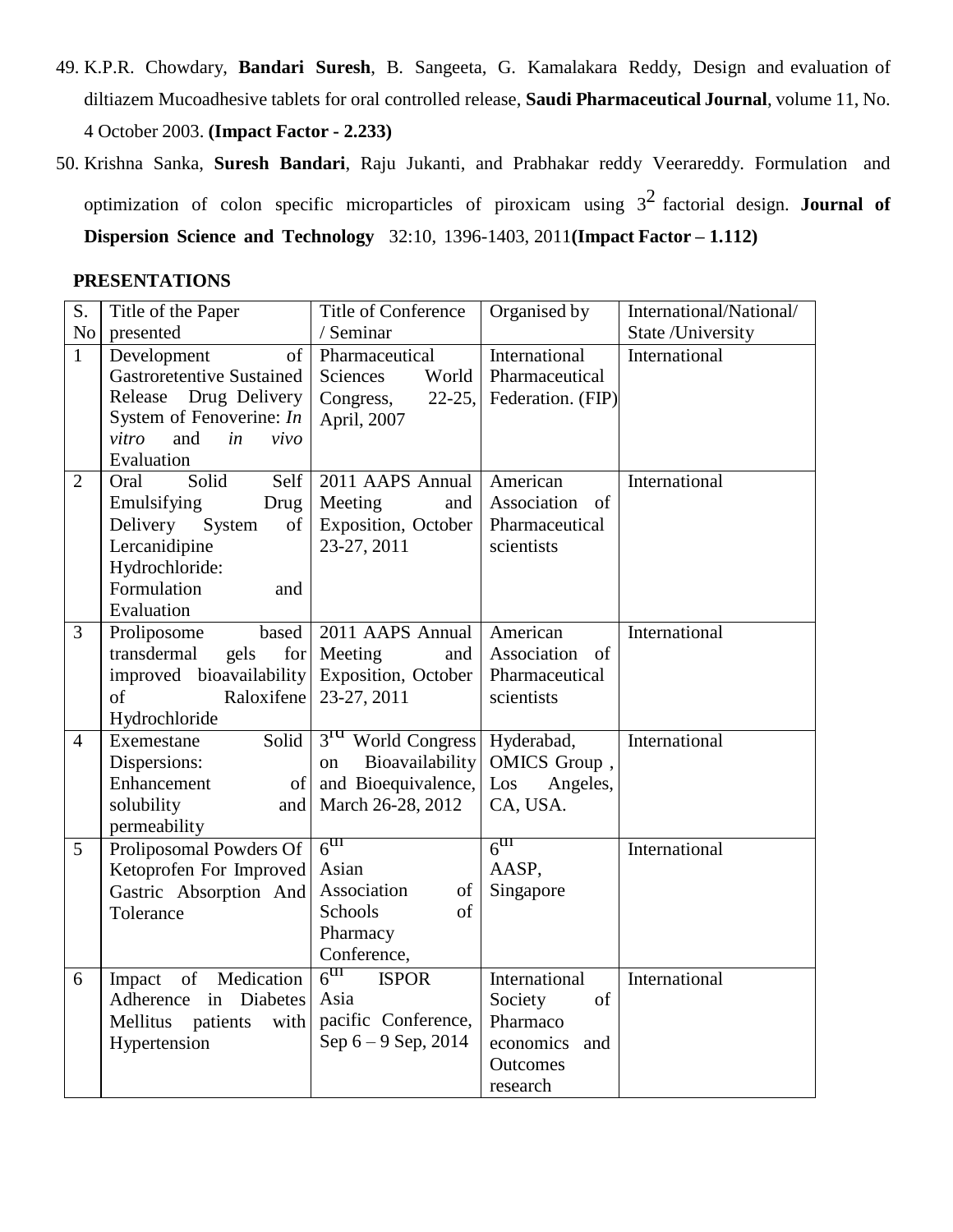49. K.P.R. Chowdary, **Bandari Suresh**, B. Sangeeta, G. Kamalakara Reddy, Design and evaluation of diltiazem Mucoadhesive tablets for oral controlled release, **Saudi Pharmaceutical Journal**, volume 11, No. 4 October 2003. **(Impact Factor - 2.233)**
50. Krishna Sanka, **Suresh Bandari**, Raju Jukanti, and Prabhakar reddy Veerareddy. Formulation and optimization of colon specific microparticles of piroxicam using $3^2$ factorial design. **Journal of Dispersion Science and Technology** 32:10, 1396-1403, 2011**(Impact Factor – 1.112)**

**PRESENTATIONS**

| S. No | Title of the Paper presented | Title of Conference / Seminar | Organised by | International/National/ State /University |
|---|---|---|---|---|
| 1 | Development of Gastroretentive Sustained Release Drug Delivery System of Fenoverine: *In vitro* and *in vivo* Evaluation | Pharmaceutical Sciences World Congress, 22-25, April, 2007 | International Pharmaceutical Federation. (FIP) | International |
| 2 | Oral Solid Self Emulsifying Drug Delivery System of Lercanidipine Hydrochloride: Formulation and Evaluation | 2011 AAPS Annual Meeting and Exposition, October 23-27, 2011 | American Association of Pharmaceutical scientists | International |
| 3 | Proliposome based transdermal gels for improved bioavailability of Raloxifene Hydrochloride | 2011 AAPS Annual Meeting and Exposition, October 23-27, 2011 | American Association of Pharmaceutical scientists | International |
| 4 | Exemestane Solid Dispersions: Enhancement of solubility and permeability | 3rd World Congress on Bioavailability and Bioequivalence, March 26-28, 2012 | Hyderabad, OMICS Group , Los Angeles, CA, USA. | International |
| 5 | Proliposomal Powders Of Ketoprofen For Improved Gastric Absorption And Tolerance | 6th Asian Association of Schools of Pharmacy Conference, | 6th AASP, Singapore | International |
| 6 | Impact of Medication Adherence in Diabetes Mellitus patients with Hypertension | 6th ISPOR Asia pacific Conference, Sep 6 – 9 Sep, 2014 | International Society of Pharmaco economics and Outcomes research | International |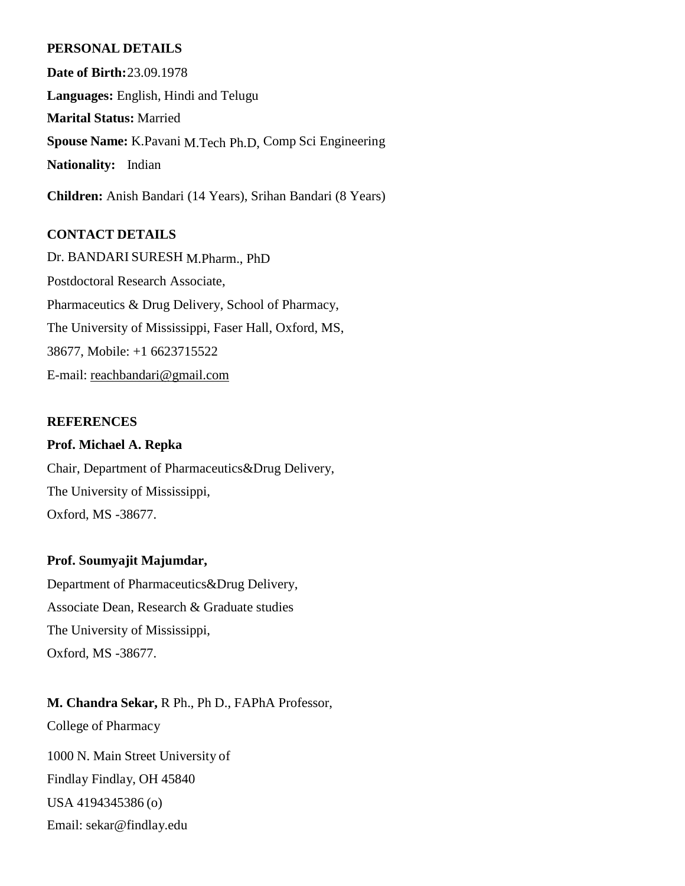**PERSONAL DETAILS**

**Date of Birth:** 23.09.1978

**Languages:** English, Hindi and Telugu

**Marital Status:** Married

**Spouse Name:** K.Pavani M.Tech Ph.D, Comp Sci Engineering

**Nationality:** Indian

**Children:** Anish Bandari (14 Years), Srihan Bandari (8 Years)

**CONTACT DETAILS**

Dr. BANDARI SURESH M.Pharm., PhD
Postdoctoral Research Associate,
Pharmaceutics & Drug Delivery, School of Pharmacy,
The University of Mississippi, Faser Hall, Oxford, MS,
38677, Mobile: +1 6623715522
E-mail: reachbandari@gmail.com

**REFERENCES**

**Prof. Michael A. Repka**
Chair, Department of Pharmaceutics&Drug Delivery,
The University of Mississippi,
Oxford, MS -38677.

**Prof. Soumyajit Majumdar,**
Department of Pharmaceutics&Drug Delivery,
Associate Dean, Research & Graduate studies
The University of Mississippi,
Oxford, MS -38677.

**M. Chandra Sekar,** R Ph., Ph D., FAPhA Professor,
College of Pharmacy

1000 N. Main Street University of
Findlay Findlay, OH 45840
USA 4194345386 (o)
Email: sekar@findlay.edu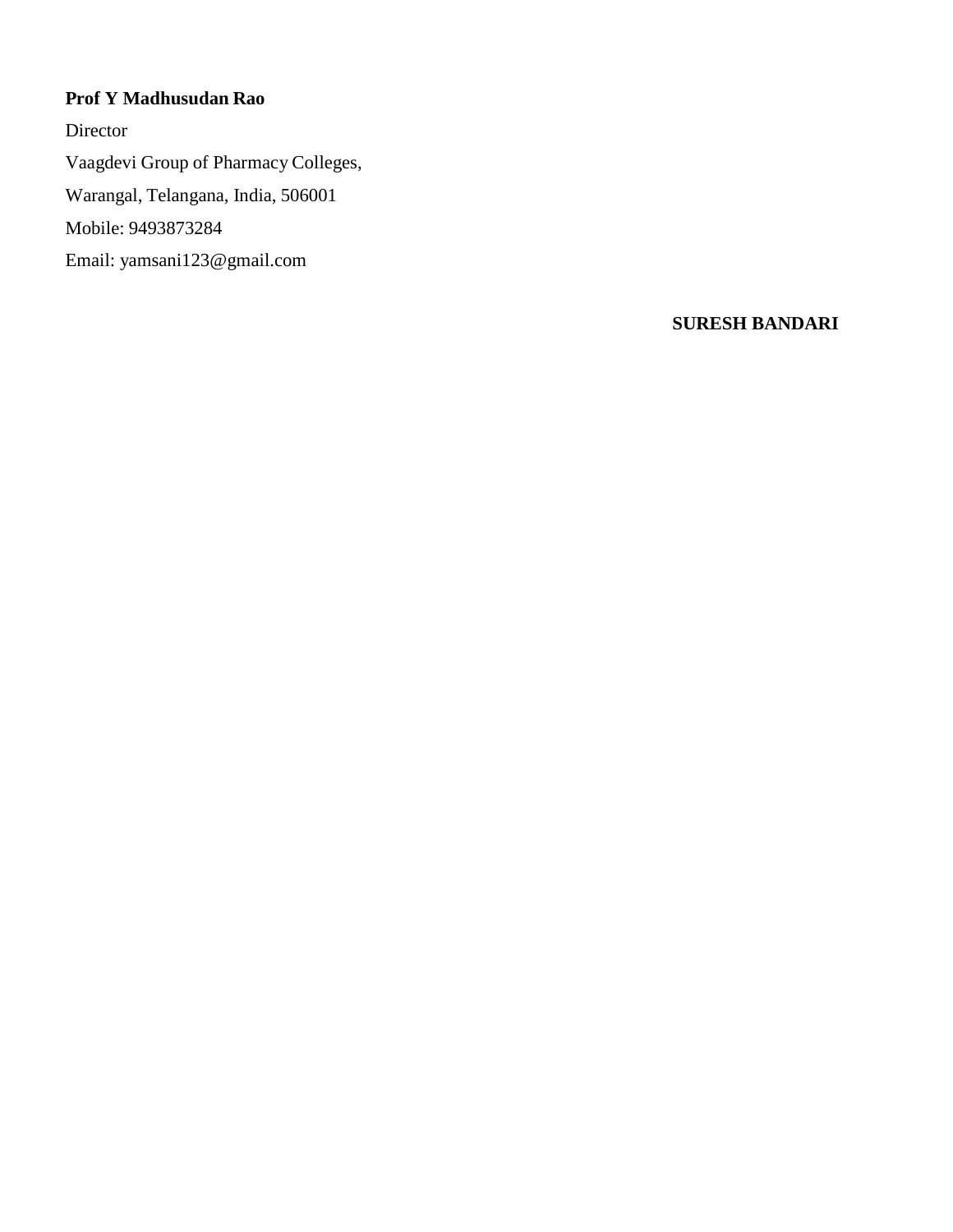**Prof Y Madhusudan Rao**

Director

Vaagdevi Group of Pharmacy Colleges,

Warangal, Telangana, India, 506001

Mobile: 9493873284

Email: yamsani123@gmail.com

**SURESH BANDARI**